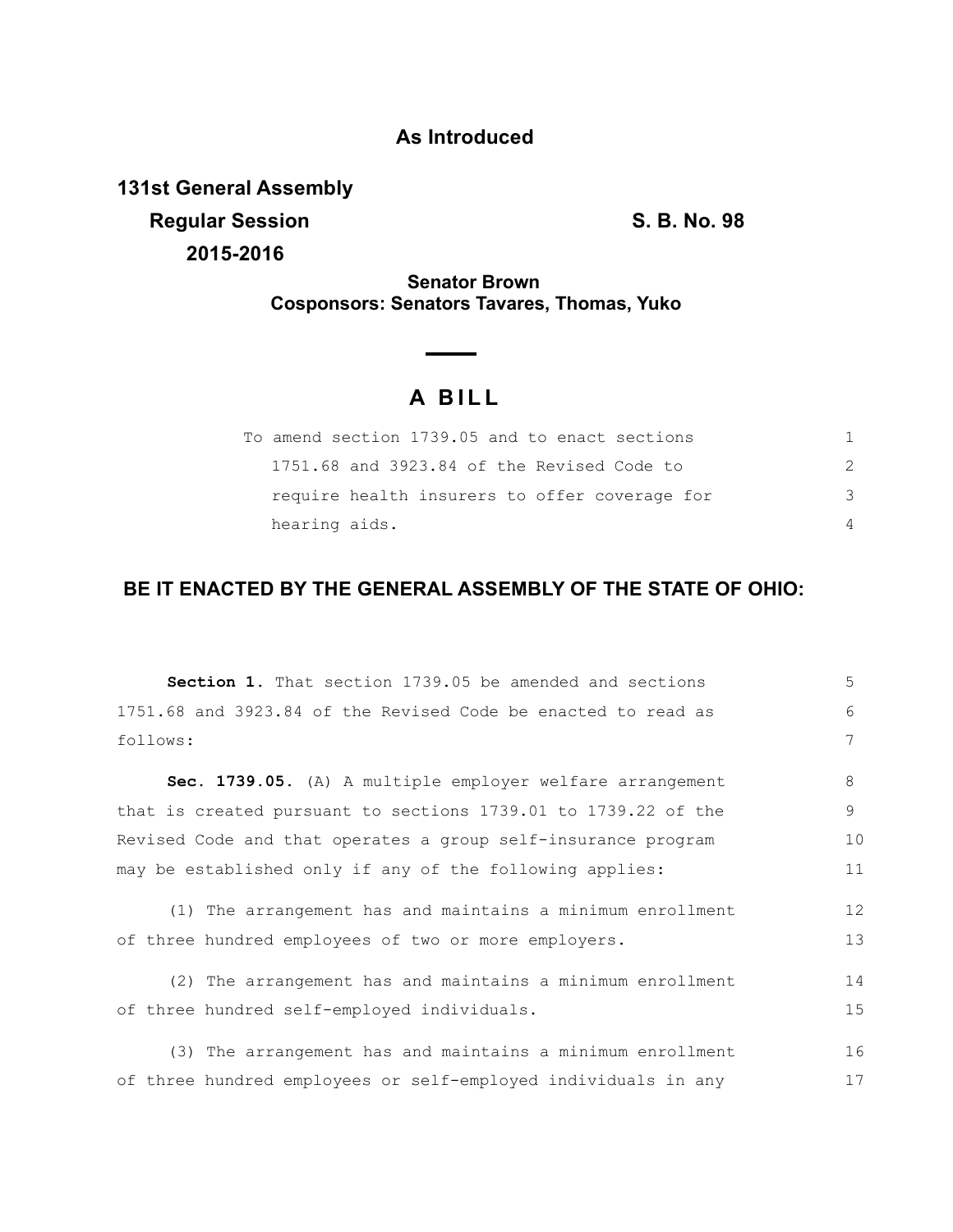**As Introduced**

**131st General Assembly**

**Regular Session** **S. B. No. 98**

**2015-2016**

**Senator Brown**

**Cosponsors: Senators Tavares, Thomas, Yuko**

# A BILL

To amend section 1739.05 and to enact sections 1751.68 and 3923.84 of the Revised Code to require health insurers to offer coverage for hearing aids.

**BE IT ENACTED BY THE GENERAL ASSEMBLY OF THE STATE OF OHIO:**

**Section 1.** That section 1739.05 be amended and sections 1751.68 and 3923.84 of the Revised Code be enacted to read as follows:

**Sec. 1739.05.** (A) A multiple employer welfare arrangement that is created pursuant to sections 1739.01 to 1739.22 of the Revised Code and that operates a group self-insurance program may be established only if any of the following applies:

(1) The arrangement has and maintains a minimum enrollment of three hundred employees of two or more employers.

(2) The arrangement has and maintains a minimum enrollment of three hundred self-employed individuals.

(3) The arrangement has and maintains a minimum enrollment of three hundred employees or self-employed individuals in any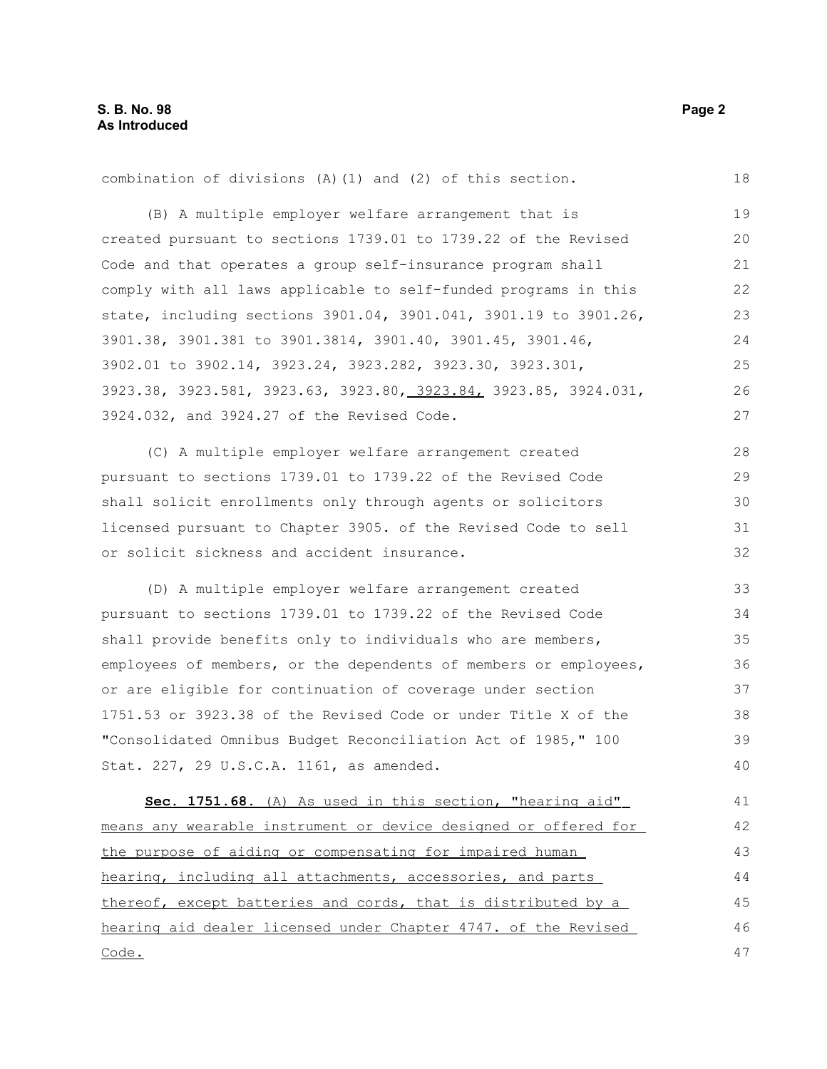combination of divisions (A)(1) and (2) of this section.

(B) A multiple employer welfare arrangement that is created pursuant to sections 1739.01 to 1739.22 of the Revised Code and that operates a group self-insurance program shall comply with all laws applicable to self-funded programs in this state, including sections 3901.04, 3901.041, 3901.19 to 3901.26, 3901.38, 3901.381 to 3901.3814, 3901.40, 3901.45, 3901.46, 3902.01 to 3902.14, 3923.24, 3923.282, 3923.30, 3923.301, 3923.38, 3923.581, 3923.63, 3923.80, <u>3923.84,</u> 3923.85, 3924.031, 3924.032, and 3924.27 of the Revised Code.

(C) A multiple employer welfare arrangement created pursuant to sections 1739.01 to 1739.22 of the Revised Code shall solicit enrollments only through agents or solicitors licensed pursuant to Chapter 3905. of the Revised Code to sell or solicit sickness and accident insurance.

(D) A multiple employer welfare arrangement created pursuant to sections 1739.01 to 1739.22 of the Revised Code shall provide benefits only to individuals who are members, employees of members, or the dependents of members or employees, or are eligible for continuation of coverage under section 1751.53 or 3923.38 of the Revised Code or under Title X of the "Consolidated Omnibus Budget Reconciliation Act of 1985," 100 Stat. 227, 29 U.S.C.A. 1161, as amended.

<u>**Sec. 1751.68.** (A) As used in this section, "hearing aid" means any wearable instrument or device designed or offered for the purpose of aiding or compensating for impaired human hearing, including all attachments, accessories, and parts thereof, except batteries and cords, that is distributed by a hearing aid dealer licensed under Chapter 4747. of the Revised Code.</u>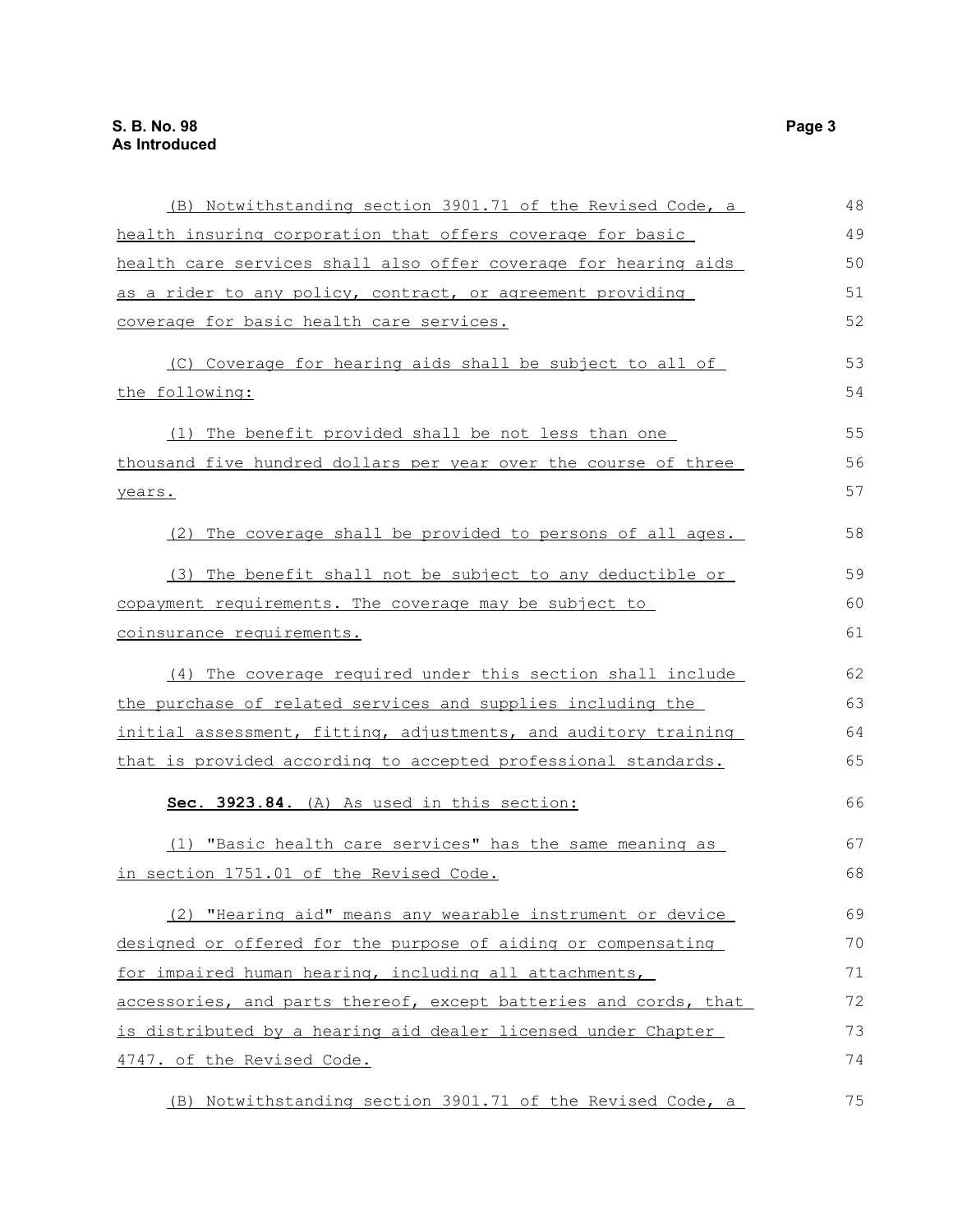(B) Notwithstanding section 3901.71 of the Revised Code, a health insuring corporation that offers coverage for basic health care services shall also offer coverage for hearing aids as a rider to any policy, contract, or agreement providing coverage for basic health care services.

(C) Coverage for hearing aids shall be subject to all of the following:

(1) The benefit provided shall be not less than one thousand five hundred dollars per year over the course of three years.

(2) The coverage shall be provided to persons of all ages.

(3) The benefit shall not be subject to any deductible or copayment requirements. The coverage may be subject to coinsurance requirements.

(4) The coverage required under this section shall include the purchase of related services and supplies including the initial assessment, fitting, adjustments, and auditory training that is provided according to accepted professional standards.

**Sec. 3923.84.** (A) As used in this section:

(1) "Basic health care services" has the same meaning as in section 1751.01 of the Revised Code.

(2) "Hearing aid" means any wearable instrument or device designed or offered for the purpose of aiding or compensating for impaired human hearing, including all attachments, accessories, and parts thereof, except batteries and cords, that is distributed by a hearing aid dealer licensed under Chapter 4747. of the Revised Code.

(B) Notwithstanding section 3901.71 of the Revised Code, a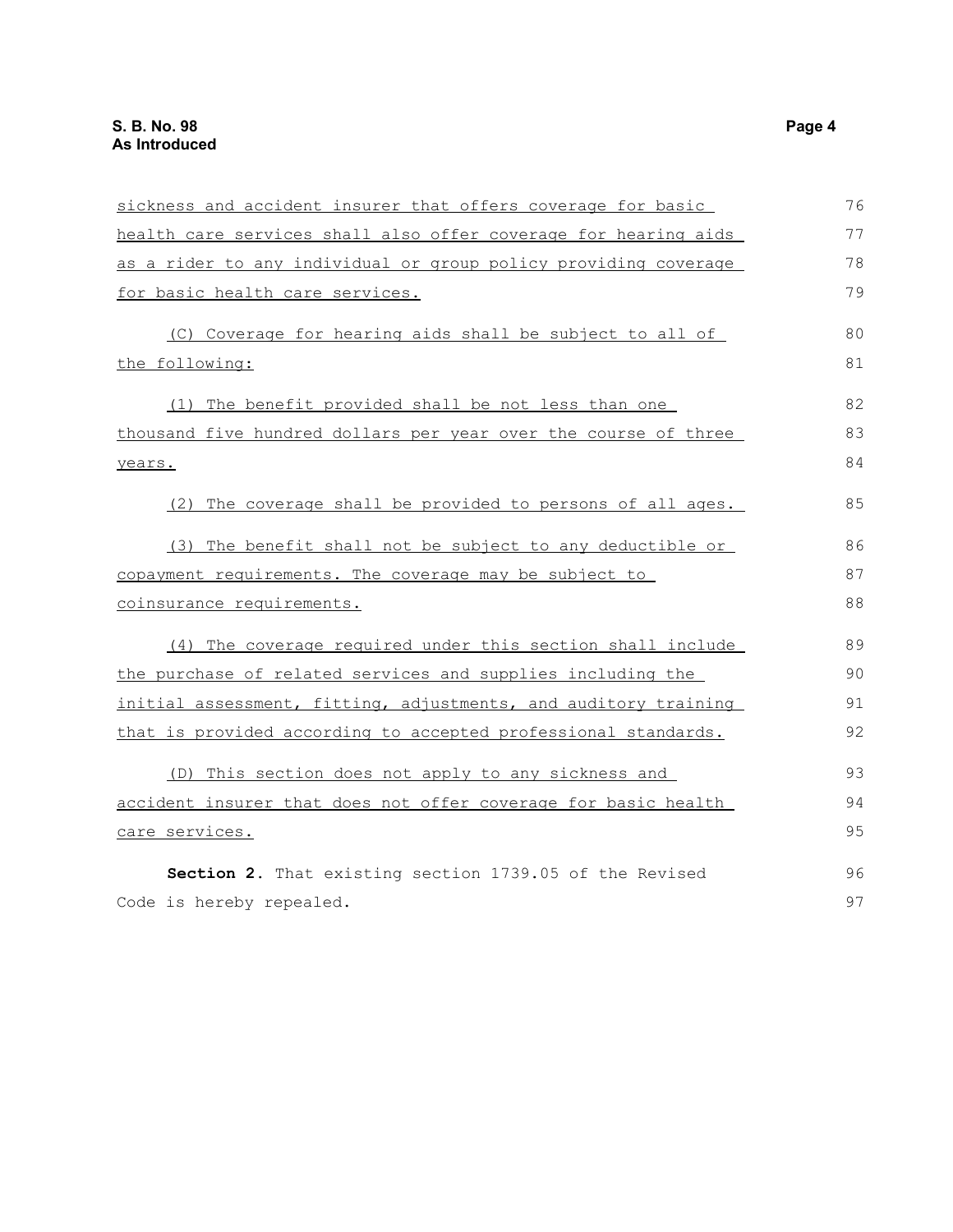sickness and accident insurer that offers coverage for basic health care services shall also offer coverage for hearing aids as a rider to any individual or group policy providing coverage for basic health care services.

(C) Coverage for hearing aids shall be subject to all of the following:

(1) The benefit provided shall be not less than one thousand five hundred dollars per year over the course of three years.

(2) The coverage shall be provided to persons of all ages.

(3) The benefit shall not be subject to any deductible or copayment requirements. The coverage may be subject to coinsurance requirements.

(4) The coverage required under this section shall include the purchase of related services and supplies including the initial assessment, fitting, adjustments, and auditory training that is provided according to accepted professional standards.

(D) This section does not apply to any sickness and accident insurer that does not offer coverage for basic health care services.

**Section 2.** That existing section 1739.05 of the Revised Code is hereby repealed.